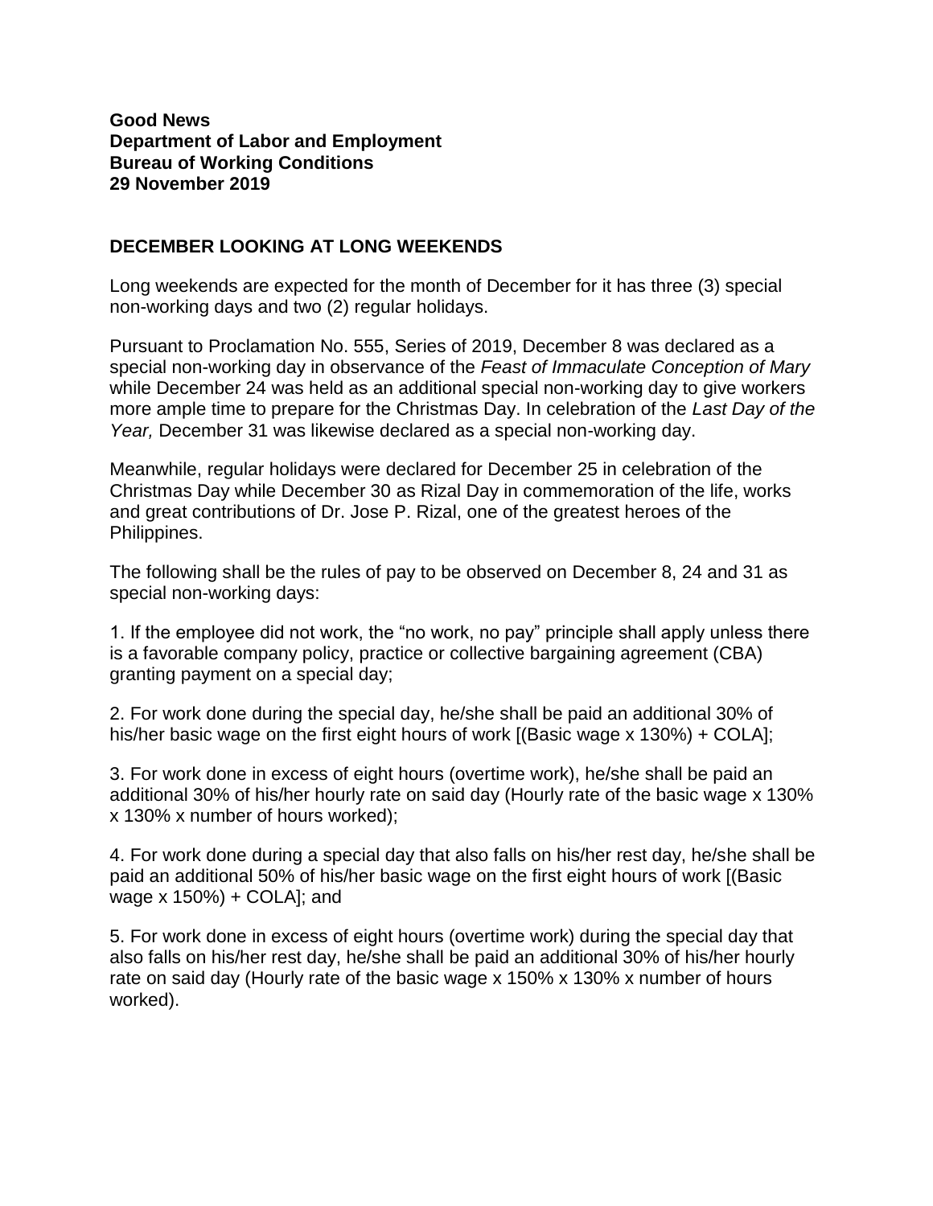**Good News**
**Department of Labor and Employment**
**Bureau of Working Conditions**
**29 November 2019**

## DECEMBER LOOKING AT LONG WEEKENDS

Long weekends are expected for the month of December for it has three (3) special non-working days and two (2) regular holidays.

Pursuant to Proclamation No. 555, Series of 2019, December 8 was declared as a special non-working day in observance of the *Feast of Immaculate Conception of Mary* while December 24 was held as an additional special non-working day to give workers more ample time to prepare for the Christmas Day. In celebration of the *Last Day of the Year,* December 31 was likewise declared as a special non-working day.

Meanwhile, regular holidays were declared for December 25 in celebration of the Christmas Day while December 30 as Rizal Day in commemoration of the life, works and great contributions of Dr. Jose P. Rizal, one of the greatest heroes of the Philippines.

The following shall be the rules of pay to be observed on December 8, 24 and 31 as special non-working days:

1. If the employee did not work, the "no work, no pay" principle shall apply unless there is a favorable company policy, practice or collective bargaining agreement (CBA) granting payment on a special day;

2. For work done during the special day, he/she shall be paid an additional 30% of his/her basic wage on the first eight hours of work [(Basic wage x 130%) + COLA];

3. For work done in excess of eight hours (overtime work), he/she shall be paid an additional 30% of his/her hourly rate on said day (Hourly rate of the basic wage x 130% x 130% x number of hours worked);

4. For work done during a special day that also falls on his/her rest day, he/she shall be paid an additional 50% of his/her basic wage on the first eight hours of work [(Basic wage x 150%) + COLA]; and

5. For work done in excess of eight hours (overtime work) during the special day that also falls on his/her rest day, he/she shall be paid an additional 30% of his/her hourly rate on said day (Hourly rate of the basic wage x 150% x 130% x number of hours worked).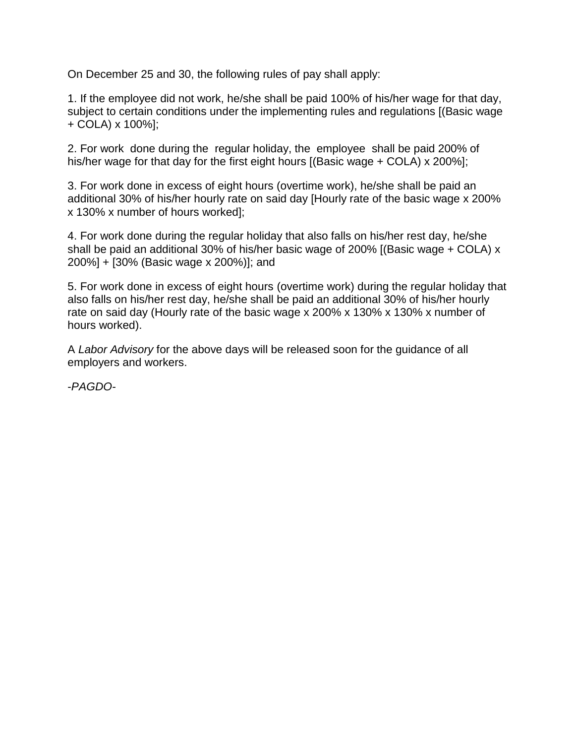On December 25 and 30, the following rules of pay shall apply:

1. If the employee did not work, he/she shall be paid 100% of his/her wage for that day, subject to certain conditions under the implementing rules and regulations [(Basic wage + COLA) x 100%];

2. For work done during the regular holiday, the employee shall be paid 200% of his/her wage for that day for the first eight hours [(Basic wage + COLA) x 200%];

3. For work done in excess of eight hours (overtime work), he/she shall be paid an additional 30% of his/her hourly rate on said day [Hourly rate of the basic wage x 200% x 130% x number of hours worked];

4. For work done during the regular holiday that also falls on his/her rest day, he/she shall be paid an additional 30% of his/her basic wage of 200% [(Basic wage + COLA) x 200%] + [30% (Basic wage x 200%)]; and

5. For work done in excess of eight hours (overtime work) during the regular holiday that also falls on his/her rest day, he/she shall be paid an additional 30% of his/her hourly rate on said day (Hourly rate of the basic wage x 200% x 130% x 130% x number of hours worked).

A *Labor Advisory* for the above days will be released soon for the guidance of all employers and workers.

*-PAGDO-*